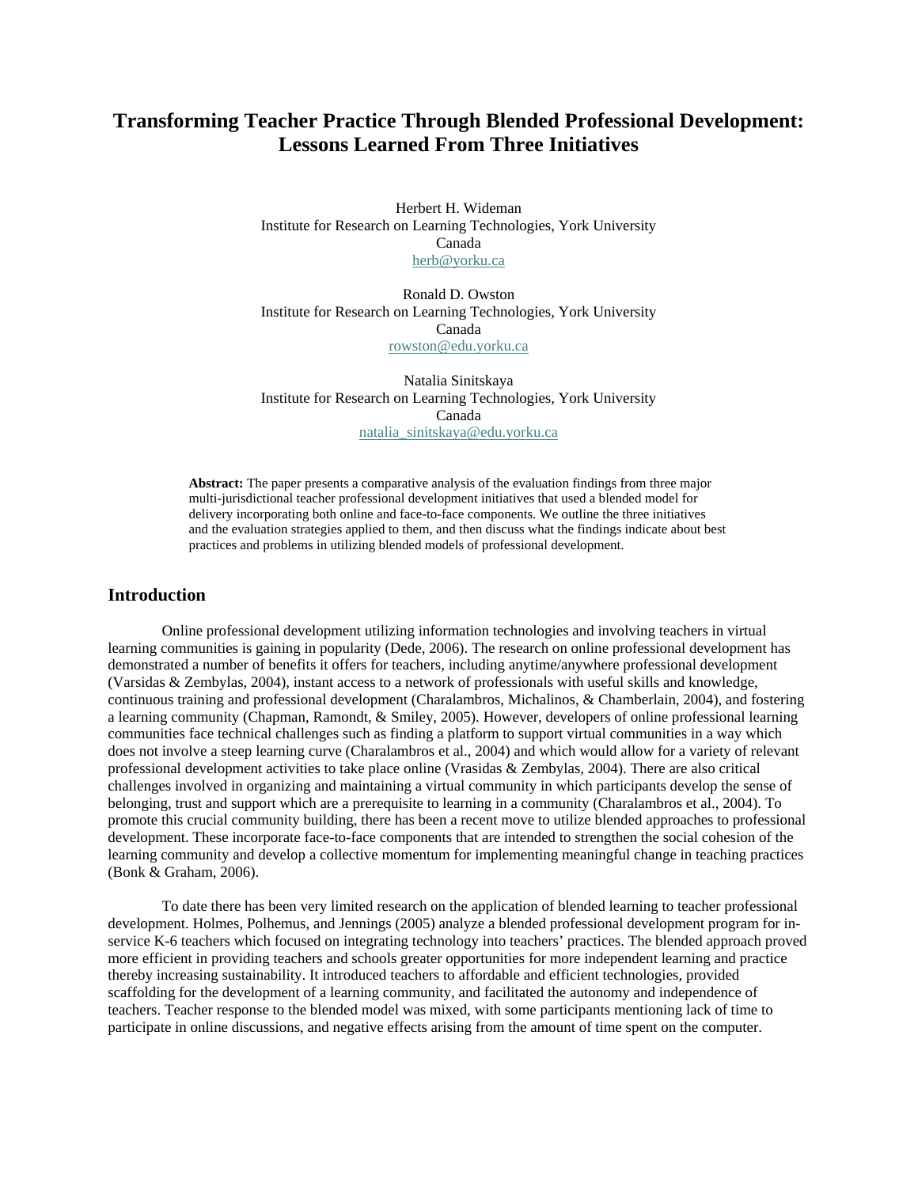# Transforming Teacher Practice Through Blended Professional Development: Lessons Learned From Three Initiatives

Herbert H. Wideman
Institute for Research on Learning Technologies, York University
Canada
herb@yorku.ca

Ronald D. Owston
Institute for Research on Learning Technologies, York University
Canada
rowston@edu.yorku.ca

Natalia Sinitskaya
Institute for Research on Learning Technologies, York University
Canada
natalia_sinitskaya@edu.yorku.ca

**Abstract:** The paper presents a comparative analysis of the evaluation findings from three major multi-jurisdictional teacher professional development initiatives that used a blended model for delivery incorporating both online and face-to-face components. We outline the three initiatives and the evaluation strategies applied to them, and then discuss what the findings indicate about best practices and problems in utilizing blended models of professional development.

## Introduction

Online professional development utilizing information technologies and involving teachers in virtual learning communities is gaining in popularity (Dede, 2006). The research on online professional development has demonstrated a number of benefits it offers for teachers, including anytime/anywhere professional development (Varsidas & Zembylas, 2004), instant access to a network of professionals with useful skills and knowledge, continuous training and professional development (Charalambros, Michalinos, & Chamberlain, 2004), and fostering a learning community (Chapman, Ramondt, & Smiley, 2005). However, developers of online professional learning communities face technical challenges such as finding a platform to support virtual communities in a way which does not involve a steep learning curve (Charalambros et al., 2004) and which would allow for a variety of relevant professional development activities to take place online (Vrasidas & Zembylas, 2004). There are also critical challenges involved in organizing and maintaining a virtual community in which participants develop the sense of belonging, trust and support which are a prerequisite to learning in a community (Charalambros et al., 2004). To promote this crucial community building, there has been a recent move to utilize blended approaches to professional development. These incorporate face-to-face components that are intended to strengthen the social cohesion of the learning community and develop a collective momentum for implementing meaningful change in teaching practices (Bonk & Graham, 2006).

To date there has been very limited research on the application of blended learning to teacher professional development. Holmes, Polhemus, and Jennings (2005) analyze a blended professional development program for in-service K-6 teachers which focused on integrating technology into teachers' practices. The blended approach proved more efficient in providing teachers and schools greater opportunities for more independent learning and practice thereby increasing sustainability. It introduced teachers to affordable and efficient technologies, provided scaffolding for the development of a learning community, and facilitated the autonomy and independence of teachers. Teacher response to the blended model was mixed, with some participants mentioning lack of time to participate in online discussions, and negative effects arising from the amount of time spent on the computer.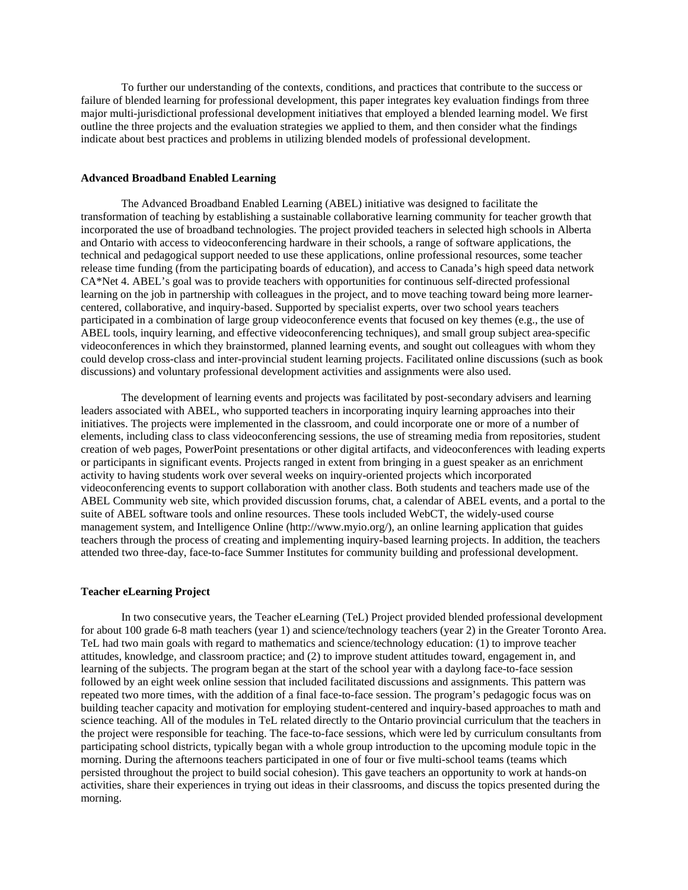To further our understanding of the contexts, conditions, and practices that contribute to the success or failure of blended learning for professional development, this paper integrates key evaluation findings from three major multi-jurisdictional professional development initiatives that employed a blended learning model. We first outline the three projects and the evaluation strategies we applied to them, and then consider what the findings indicate about best practices and problems in utilizing blended models of professional development.

### Advanced Broadband Enabled Learning

The Advanced Broadband Enabled Learning (ABEL) initiative was designed to facilitate the transformation of teaching by establishing a sustainable collaborative learning community for teacher growth that incorporated the use of broadband technologies. The project provided teachers in selected high schools in Alberta and Ontario with access to videoconferencing hardware in their schools, a range of software applications, the technical and pedagogical support needed to use these applications, online professional resources, some teacher release time funding (from the participating boards of education), and access to Canada's high speed data network CA*Net 4. ABEL's goal was to provide teachers with opportunities for continuous self-directed professional learning on the job in partnership with colleagues in the project, and to move teaching toward being more learner-centered, collaborative, and inquiry-based. Supported by specialist experts, over two school years teachers participated in a combination of large group videoconference events that focused on key themes (e.g., the use of ABEL tools, inquiry learning, and effective videoconferencing techniques), and small group subject area-specific videoconferences in which they brainstormed, planned learning events, and sought out colleagues with whom they could develop cross-class and inter-provincial student learning projects. Facilitated online discussions (such as book discussions) and voluntary professional development activities and assignments were also used.

The development of learning events and projects was facilitated by post-secondary advisers and learning leaders associated with ABEL, who supported teachers in incorporating inquiry learning approaches into their initiatives. The projects were implemented in the classroom, and could incorporate one or more of a number of elements, including class to class videoconferencing sessions, the use of streaming media from repositories, student creation of web pages, PowerPoint presentations or other digital artifacts, and videoconferences with leading experts or participants in significant events. Projects ranged in extent from bringing in a guest speaker as an enrichment activity to having students work over several weeks on inquiry-oriented projects which incorporated videoconferencing events to support collaboration with another class. Both students and teachers made use of the ABEL Community web site, which provided discussion forums, chat, a calendar of ABEL events, and a portal to the suite of ABEL software tools and online resources. These tools included WebCT, the widely-used course management system, and Intelligence Online (http://www.myio.org/), an online learning application that guides teachers through the process of creating and implementing inquiry-based learning projects. In addition, the teachers attended two three-day, face-to-face Summer Institutes for community building and professional development.

### Teacher eLearning Project

In two consecutive years, the Teacher eLearning (TeL) Project provided blended professional development for about 100 grade 6-8 math teachers (year 1) and science/technology teachers (year 2) in the Greater Toronto Area. TeL had two main goals with regard to mathematics and science/technology education: (1) to improve teacher attitudes, knowledge, and classroom practice; and (2) to improve student attitudes toward, engagement in, and learning of the subjects. The program began at the start of the school year with a daylong face-to-face session followed by an eight week online session that included facilitated discussions and assignments. This pattern was repeated two more times, with the addition of a final face-to-face session. The program's pedagogic focus was on building teacher capacity and motivation for employing student-centered and inquiry-based approaches to math and science teaching. All of the modules in TeL related directly to the Ontario provincial curriculum that the teachers in the project were responsible for teaching. The face-to-face sessions, which were led by curriculum consultants from participating school districts, typically began with a whole group introduction to the upcoming module topic in the morning. During the afternoons teachers participated in one of four or five multi-school teams (teams which persisted throughout the project to build social cohesion). This gave teachers an opportunity to work at hands-on activities, share their experiences in trying out ideas in their classrooms, and discuss the topics presented during the morning.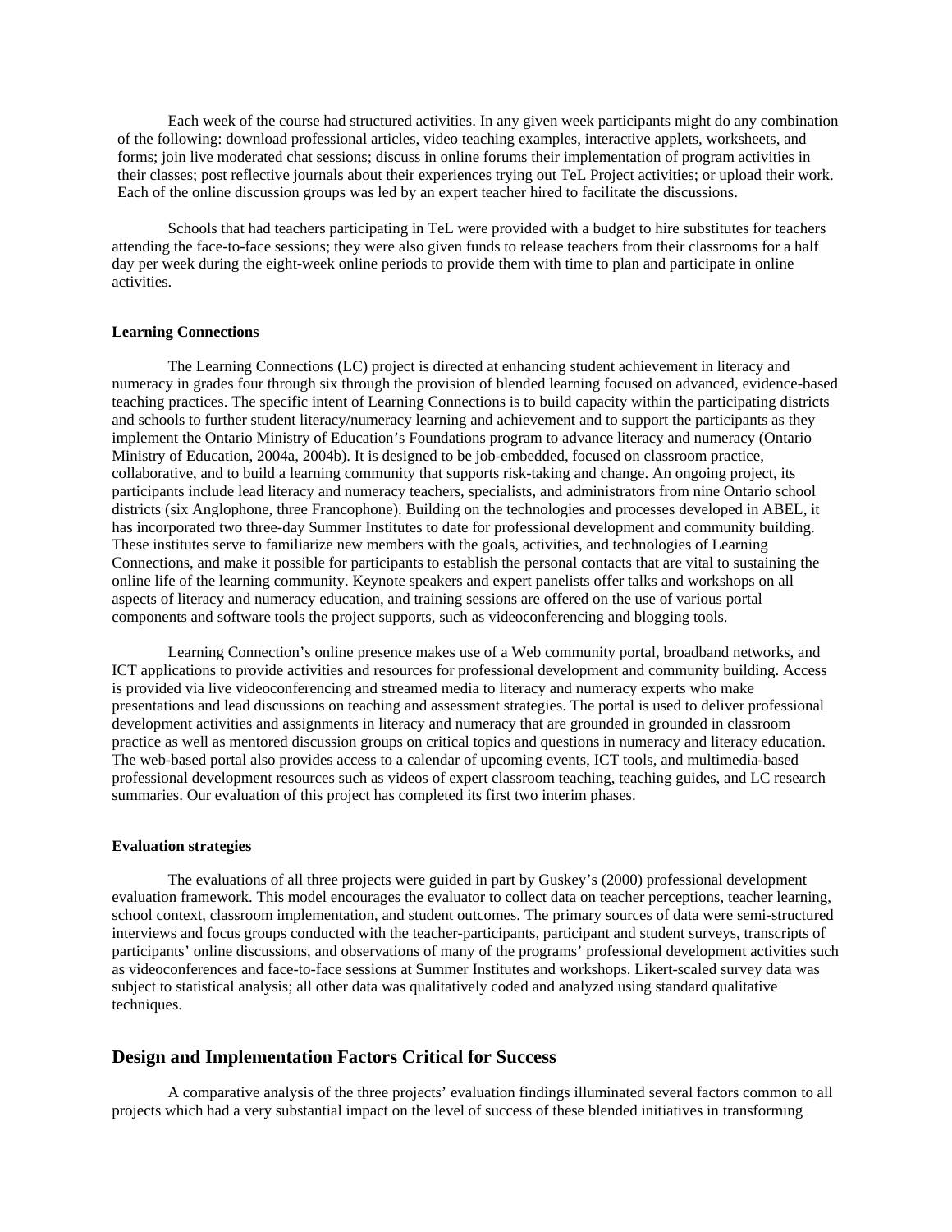Each week of the course had structured activities. In any given week participants might do any combination of the following: download professional articles, video teaching examples, interactive applets, worksheets, and forms; join live moderated chat sessions; discuss in online forums their implementation of program activities in their classes; post reflective journals about their experiences trying out TeL Project activities; or upload their work. Each of the online discussion groups was led by an expert teacher hired to facilitate the discussions.

Schools that had teachers participating in TeL were provided with a budget to hire substitutes for teachers attending the face-to-face sessions; they were also given funds to release teachers from their classrooms for a half day per week during the eight-week online periods to provide them with time to plan and participate in online activities.

**Learning Connections**

The Learning Connections (LC) project is directed at enhancing student achievement in literacy and numeracy in grades four through six through the provision of blended learning focused on advanced, evidence-based teaching practices. The specific intent of Learning Connections is to build capacity within the participating districts and schools to further student literacy/numeracy learning and achievement and to support the participants as they implement the Ontario Ministry of Education's Foundations program to advance literacy and numeracy (Ontario Ministry of Education, 2004a, 2004b). It is designed to be job-embedded, focused on classroom practice, collaborative, and to build a learning community that supports risk-taking and change. An ongoing project, its participants include lead literacy and numeracy teachers, specialists, and administrators from nine Ontario school districts (six Anglophone, three Francophone). Building on the technologies and processes developed in ABEL, it has incorporated two three-day Summer Institutes to date for professional development and community building. These institutes serve to familiarize new members with the goals, activities, and technologies of Learning Connections, and make it possible for participants to establish the personal contacts that are vital to sustaining the online life of the learning community. Keynote speakers and expert panelists offer talks and workshops on all aspects of literacy and numeracy education, and training sessions are offered on the use of various portal components and software tools the project supports, such as videoconferencing and blogging tools.

Learning Connection's online presence makes use of a Web community portal, broadband networks, and ICT applications to provide activities and resources for professional development and community building. Access is provided via live videoconferencing and streamed media to literacy and numeracy experts who make presentations and lead discussions on teaching and assessment strategies. The portal is used to deliver professional development activities and assignments in literacy and numeracy that are grounded in grounded in classroom practice as well as mentored discussion groups on critical topics and questions in numeracy and literacy education. The web-based portal also provides access to a calendar of upcoming events, ICT tools, and multimedia-based professional development resources such as videos of expert classroom teaching, teaching guides, and LC research summaries. Our evaluation of this project has completed its first two interim phases.

**Evaluation strategies**

The evaluations of all three projects were guided in part by Guskey's (2000) professional development evaluation framework. This model encourages the evaluator to collect data on teacher perceptions, teacher learning, school context, classroom implementation, and student outcomes. The primary sources of data were semi-structured interviews and focus groups conducted with the teacher-participants, participant and student surveys, transcripts of participants' online discussions, and observations of many of the programs' professional development activities such as videoconferences and face-to-face sessions at Summer Institutes and workshops. Likert-scaled survey data was subject to statistical analysis; all other data was qualitatively coded and analyzed using standard qualitative techniques.

## Design and Implementation Factors Critical for Success

A comparative analysis of the three projects' evaluation findings illuminated several factors common to all projects which had a very substantial impact on the level of success of these blended initiatives in transforming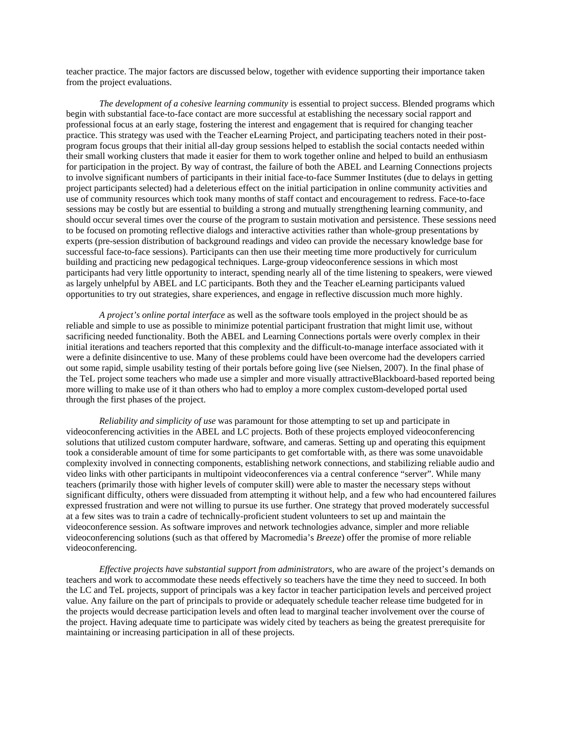teacher practice. The major factors are discussed below, together with evidence supporting their importance taken from the project evaluations.

*The development of a cohesive learning community* is essential to project success. Blended programs which begin with substantial face-to-face contact are more successful at establishing the necessary social rapport and professional focus at an early stage, fostering the interest and engagement that is required for changing teacher practice. This strategy was used with the Teacher eLearning Project, and participating teachers noted in their post-program focus groups that their initial all-day group sessions helped to establish the social contacts needed within their small working clusters that made it easier for them to work together online and helped to build an enthusiasm for participation in the project. By way of contrast, the failure of both the ABEL and Learning Connections projects to involve significant numbers of participants in their initial face-to-face Summer Institutes (due to delays in getting project participants selected) had a deleterious effect on the initial participation in online community activities and use of community resources which took many months of staff contact and encouragement to redress. Face-to-face sessions may be costly but are essential to building a strong and mutually strengthening learning community, and should occur several times over the course of the program to sustain motivation and persistence. These sessions need to be focused on promoting reflective dialogs and interactive activities rather than whole-group presentations by experts (pre-session distribution of background readings and video can provide the necessary knowledge base for successful face-to-face sessions). Participants can then use their meeting time more productively for curriculum building and practicing new pedagogical techniques. Large-group videoconference sessions in which most participants had very little opportunity to interact, spending nearly all of the time listening to speakers, were viewed as largely unhelpful by ABEL and LC participants. Both they and the Teacher eLearning participants valued opportunities to try out strategies, share experiences, and engage in reflective discussion much more highly.

*A project's online portal interface* as well as the software tools employed in the project should be as reliable and simple to use as possible to minimize potential participant frustration that might limit use, without sacrificing needed functionality. Both the ABEL and Learning Connections portals were overly complex in their initial iterations and teachers reported that this complexity and the difficult-to-manage interface associated with it were a definite disincentive to use. Many of these problems could have been overcome had the developers carried out some rapid, simple usability testing of their portals before going live (see Nielsen, 2007). In the final phase of the TeL project some teachers who made use a simpler and more visually attractiveBlackboard-based reported being more willing to make use of it than others who had to employ a more complex custom-developed portal used through the first phases of the project.

*Reliability and simplicity of use* was paramount for those attempting to set up and participate in videoconferencing activities in the ABEL and LC projects. Both of these projects employed videoconferencing solutions that utilized custom computer hardware, software, and cameras. Setting up and operating this equipment took a considerable amount of time for some participants to get comfortable with, as there was some unavoidable complexity involved in connecting components, establishing network connections, and stabilizing reliable audio and video links with other participants in multipoint videoconferences via a central conference "server". While many teachers (primarily those with higher levels of computer skill) were able to master the necessary steps without significant difficulty, others were dissuaded from attempting it without help, and a few who had encountered failures expressed frustration and were not willing to pursue its use further. One strategy that proved moderately successful at a few sites was to train a cadre of technically-proficient student volunteers to set up and maintain the videoconference session. As software improves and network technologies advance, simpler and more reliable videoconferencing solutions (such as that offered by Macromedia's *Breeze*) offer the promise of more reliable videoconferencing.

*Effective projects have substantial support from administrators*, who are aware of the project's demands on teachers and work to accommodate these needs effectively so teachers have the time they need to succeed. In both the LC and TeL projects, support of principals was a key factor in teacher participation levels and perceived project value. Any failure on the part of principals to provide or adequately schedule teacher release time budgeted for in the projects would decrease participation levels and often lead to marginal teacher involvement over the course of the project. Having adequate time to participate was widely cited by teachers as being the greatest prerequisite for maintaining or increasing participation in all of these projects.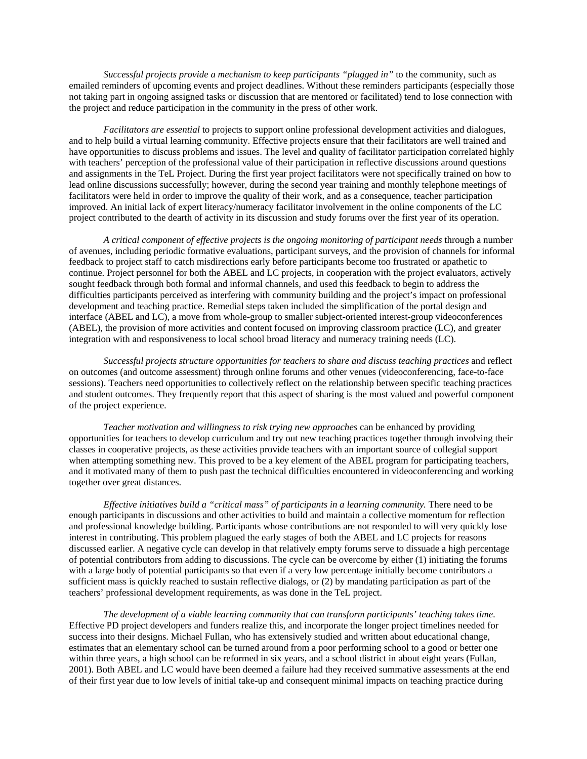*Successful projects provide a mechanism to keep participants "plugged in"* to the community, such as emailed reminders of upcoming events and project deadlines. Without these reminders participants (especially those not taking part in ongoing assigned tasks or discussion that are mentored or facilitated) tend to lose connection with the project and reduce participation in the community in the press of other work.

*Facilitators are essential* to projects to support online professional development activities and dialogues, and to help build a virtual learning community. Effective projects ensure that their facilitators are well trained and have opportunities to discuss problems and issues. The level and quality of facilitator participation correlated highly with teachers' perception of the professional value of their participation in reflective discussions around questions and assignments in the TeL Project. During the first year project facilitators were not specifically trained on how to lead online discussions successfully; however, during the second year training and monthly telephone meetings of facilitators were held in order to improve the quality of their work, and as a consequence, teacher participation improved. An initial lack of expert literacy/numeracy facilitator involvement in the online components of the LC project contributed to the dearth of activity in its discussion and study forums over the first year of its operation.

*A critical component of effective projects is the ongoing monitoring of participant needs* through a number of avenues, including periodic formative evaluations, participant surveys, and the provision of channels for informal feedback to project staff to catch misdirections early before participants become too frustrated or apathetic to continue. Project personnel for both the ABEL and LC projects, in cooperation with the project evaluators, actively sought feedback through both formal and informal channels, and used this feedback to begin to address the difficulties participants perceived as interfering with community building and the project's impact on professional development and teaching practice. Remedial steps taken included the simplification of the portal design and interface (ABEL and LC), a move from whole-group to smaller subject-oriented interest-group videoconferences (ABEL), the provision of more activities and content focused on improving classroom practice (LC), and greater integration with and responsiveness to local school broad literacy and numeracy training needs (LC).

*Successful projects structure opportunities for teachers to share and discuss teaching practices* and reflect on outcomes (and outcome assessment) through online forums and other venues (videoconferencing, face-to-face sessions). Teachers need opportunities to collectively reflect on the relationship between specific teaching practices and student outcomes. They frequently report that this aspect of sharing is the most valued and powerful component of the project experience.

*Teacher motivation and willingness to risk trying new approaches* can be enhanced by providing opportunities for teachers to develop curriculum and try out new teaching practices together through involving their classes in cooperative projects, as these activities provide teachers with an important source of collegial support when attempting something new. This proved to be a key element of the ABEL program for participating teachers, and it motivated many of them to push past the technical difficulties encountered in videoconferencing and working together over great distances.

*Effective initiatives build a "critical mass" of participants in a learning community.* There need to be enough participants in discussions and other activities to build and maintain a collective momentum for reflection and professional knowledge building. Participants whose contributions are not responded to will very quickly lose interest in contributing. This problem plagued the early stages of both the ABEL and LC projects for reasons discussed earlier. A negative cycle can develop in that relatively empty forums serve to dissuade a high percentage of potential contributors from adding to discussions. The cycle can be overcome by either (1) initiating the forums with a large body of potential participants so that even if a very low percentage initially become contributors a sufficient mass is quickly reached to sustain reflective dialogs, or (2) by mandating participation as part of the teachers' professional development requirements, as was done in the TeL project.

*The development of a viable learning community that can transform participants' teaching takes time*. Effective PD project developers and funders realize this, and incorporate the longer project timelines needed for success into their designs. Michael Fullan, who has extensively studied and written about educational change, estimates that an elementary school can be turned around from a poor performing school to a good or better one within three years, a high school can be reformed in six years, and a school district in about eight years (Fullan, 2001). Both ABEL and LC would have been deemed a failure had they received summative assessments at the end of their first year due to low levels of initial take-up and consequent minimal impacts on teaching practice during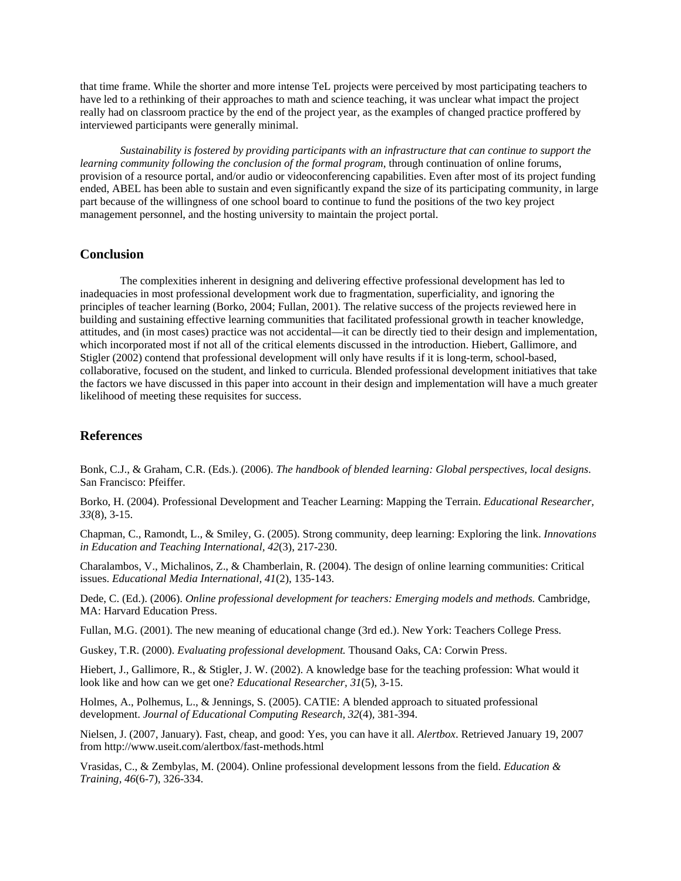that time frame. While the shorter and more intense TeL projects were perceived by most participating teachers to have led to a rethinking of their approaches to math and science teaching, it was unclear what impact the project really had on classroom practice by the end of the project year, as the examples of changed practice proffered by interviewed participants were generally minimal.

*Sustainability is fostered by providing participants with an infrastructure that can continue to support the learning community following the conclusion of the formal program*, through continuation of online forums, provision of a resource portal, and/or audio or videoconferencing capabilities. Even after most of its project funding ended, ABEL has been able to sustain and even significantly expand the size of its participating community, in large part because of the willingness of one school board to continue to fund the positions of the two key project management personnel, and the hosting university to maintain the project portal.

## Conclusion

The complexities inherent in designing and delivering effective professional development has led to inadequacies in most professional development work due to fragmentation, superficiality, and ignoring the principles of teacher learning (Borko, 2004; Fullan, 2001). The relative success of the projects reviewed here in building and sustaining effective learning communities that facilitated professional growth in teacher knowledge, attitudes, and (in most cases) practice was not accidental—it can be directly tied to their design and implementation, which incorporated most if not all of the critical elements discussed in the introduction. Hiebert, Gallimore, and Stigler (2002) contend that professional development will only have results if it is long-term, school-based, collaborative, focused on the student, and linked to curricula. Blended professional development initiatives that take the factors we have discussed in this paper into account in their design and implementation will have a much greater likelihood of meeting these requisites for success.

## References

Bonk, C.J., & Graham, C.R. (Eds.). (2006). *The handbook of blended learning: Global perspectives, local designs*. San Francisco: Pfeiffer.

Borko, H. (2004). Professional Development and Teacher Learning: Mapping the Terrain. *Educational Researcher, 33*(8), 3-15.

Chapman, C., Ramondt, L., & Smiley, G. (2005). Strong community, deep learning: Exploring the link. *Innovations in Education and Teaching International, 42*(3), 217-230.

Charalambos, V., Michalinos, Z., & Chamberlain, R. (2004). The design of online learning communities: Critical issues. *Educational Media International, 41*(2), 135-143.

Dede, C. (Ed.). (2006). *Online professional development for teachers: Emerging models and methods.* Cambridge, MA: Harvard Education Press.

Fullan, M.G. (2001). The new meaning of educational change (3rd ed.). New York: Teachers College Press.

Guskey, T.R. (2000). *Evaluating professional development.* Thousand Oaks, CA: Corwin Press.

Hiebert, J., Gallimore, R., & Stigler, J. W. (2002). A knowledge base for the teaching profession: What would it look like and how can we get one? *Educational Researcher, 31*(5), 3-15.

Holmes, A., Polhemus, L., & Jennings, S. (2005). CATIE: A blended approach to situated professional development. *Journal of Educational Computing Research, 32*(4), 381-394.

Nielsen, J. (2007, January). Fast, cheap, and good: Yes, you can have it all. *Alertbox*. Retrieved January 19, 2007 from http://www.useit.com/alertbox/fast-methods.html

Vrasidas, C., & Zembylas, M. (2004). Online professional development lessons from the field. *Education & Training, 46*(6-7), 326-334.